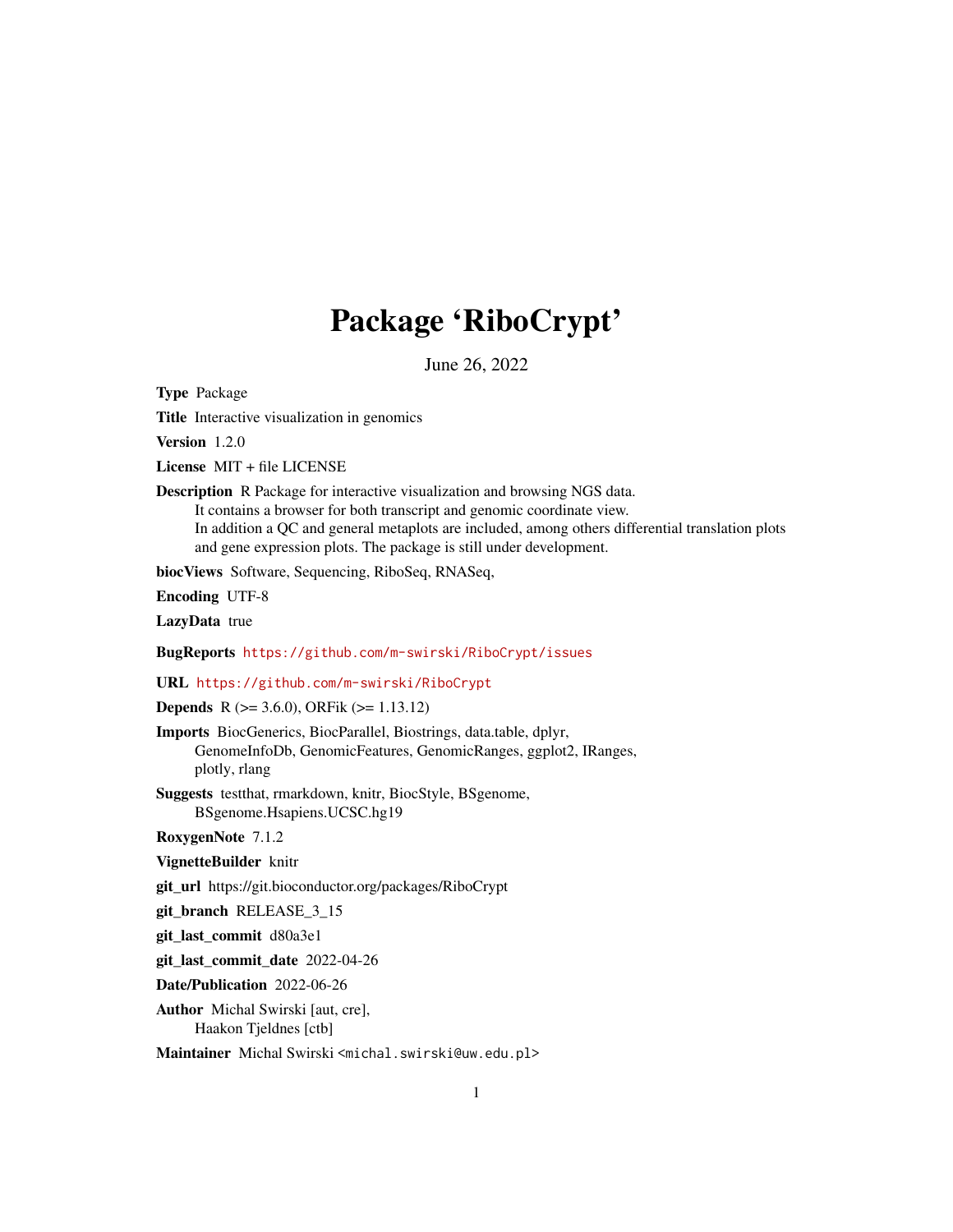# Package 'RiboCrypt'

June 26, 2022

**Type** Package

**Title** Interactive visualization in genomics

**Version** 1.2.0

**License** MIT + file LICENSE

**Description** R Package for interactive visualization and browsing NGS data.
It contains a browser for both transcript and genomic coordinate view.
In addition a QC and general metaplots are included, among others differential translation plots and gene expression plots. The package is still under development.

**biocViews** Software, Sequencing, RiboSeq, RNASeq,

**Encoding** UTF-8

**LazyData** true

**BugReports** https://github.com/m-swirski/RiboCrypt/issues

**URL** https://github.com/m-swirski/RiboCrypt

**Depends** R (>= 3.6.0), ORFik (>= 1.13.12)

**Imports** BiocGenerics, BiocParallel, Biostrings, data.table, dplyr,
GenomeInfoDb, GenomicFeatures, GenomicRanges, ggplot2, IRanges,
plotly, rlang

**Suggests** testthat, rmarkdown, knitr, BiocStyle, BSgenome,
BSgenome.Hsapiens.UCSC.hg19

**RoxygenNote** 7.1.2

**VignetteBuilder** knitr

**git_url** https://git.bioconductor.org/packages/RiboCrypt

**git_branch** RELEASE_3_15

**git_last_commit** d80a3e1

**git_last_commit_date** 2022-04-26

**Date/Publication** 2022-06-26

**Author** Michal Swirski [aut, cre],
Haakon Tjeldnes [ctb]

**Maintainer** Michal Swirski <michal.swirski@uw.edu.pl>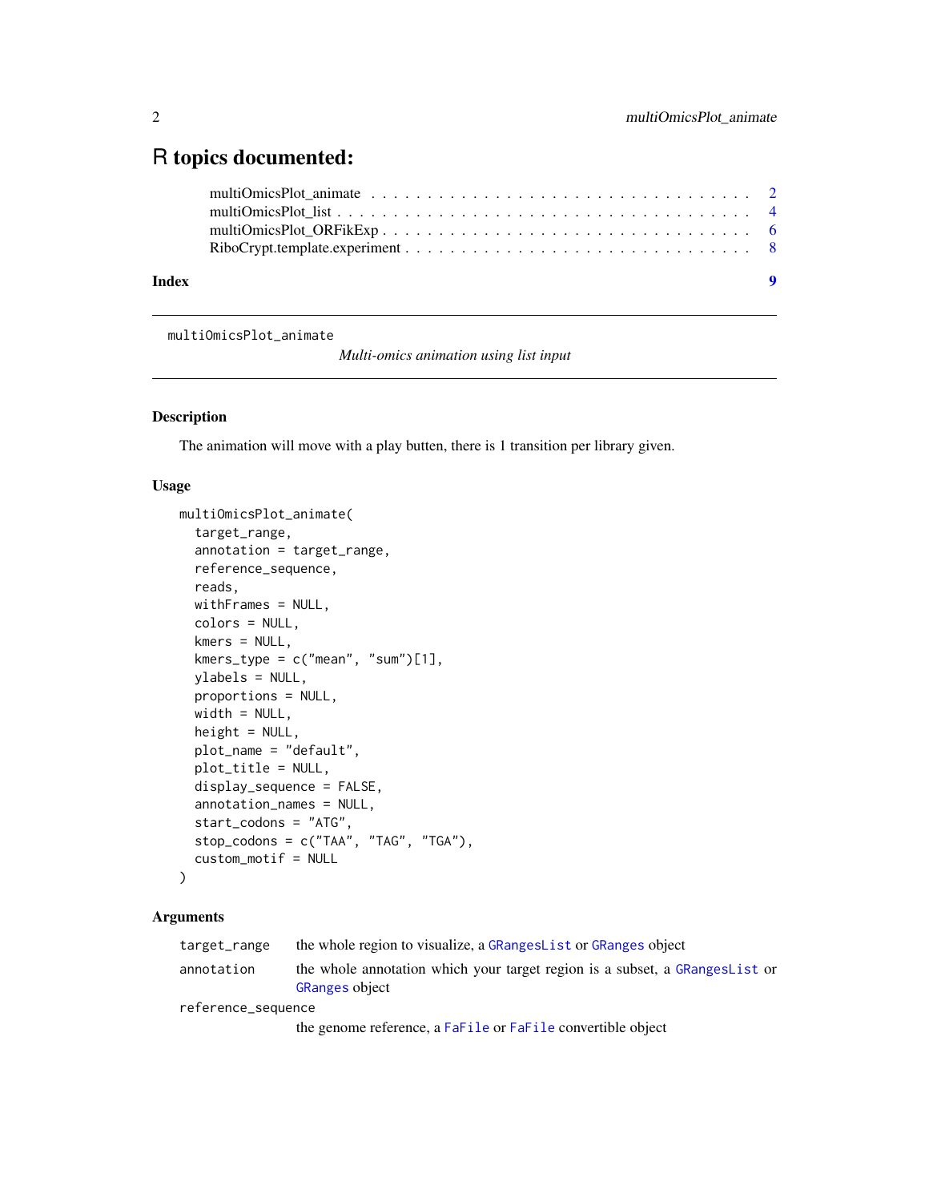# R topics documented:

- multiOmicsPlot_animate . . . . . . . . . . . . . . . . . . . . . . . . . . . . . . . . 2
- multiOmicsPlot_list . . . . . . . . . . . . . . . . . . . . . . . . . . . . . . . . . . . 4
- multiOmicsPlot_ORFikExp . . . . . . . . . . . . . . . . . . . . . . . . . . . . . . 6
- RiboCrypt.template.experiment . . . . . . . . . . . . . . . . . . . . . . . . . . . 8

**Index** **9**

---

`multiOmicsPlot_animate` *Multi-omics animation using list input*

---

### Description

The animation will move with a play butten, there is 1 transition per library given.

### Usage

```
multiOmicsPlot_animate(
  target_range,
  annotation = target_range,
  reference_sequence,
  reads,
  withFrames = NULL,
  colors = NULL,
  kmers = NULL,
  kmers_type = c("mean", "sum")[1],
  ylabels = NULL,
  proportions = NULL,
  width = NULL,
  height = NULL,
  plot_name = "default",
  plot_title = NULL,
  display_sequence = FALSE,
  annotation_names = NULL,
  start_codons = "ATG",
  stop_codons = c("TAA", "TAG", "TGA"),
  custom_motif = NULL
)
```

### Arguments

| | |
|---|---|
| `target_range` | the whole region to visualize, a `GRangesList` or `GRanges` object |
| `annotation` | the whole annotation which your target region is a subset, a `GRangesList` or `GRanges` object |
| `reference_sequence` | the genome reference, a `FaFile` or `FaFile` convertible object |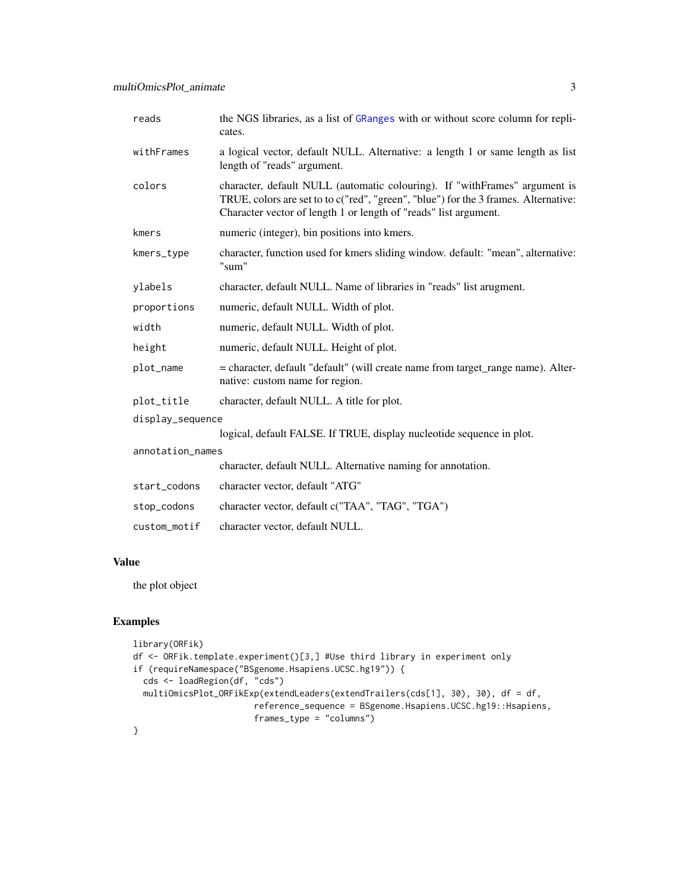| | |
|---|---|
| reads | the NGS libraries, as a list of GRanges with or without score column for replicates. |
| withFrames | a logical vector, default NULL. Alternative: a length 1 or same length as list length of "reads" argument. |
| colors | character, default NULL (automatic colouring). If "withFrames" argument is TRUE, colors are set to to c("red", "green", "blue") for the 3 frames. Alternative: Character vector of length 1 or length of "reads" list argument. |
| kmers | numeric (integer), bin positions into kmers. |
| kmers_type | character, function used for kmers sliding window. default: "mean", alternative: "sum" |
| ylabels | character, default NULL. Name of libraries in "reads" list arugment. |
| proportions | numeric, default NULL. Width of plot. |
| width | numeric, default NULL. Width of plot. |
| height | numeric, default NULL. Height of plot. |
| plot_name | = character, default "default" (will create name from target_range name). Alternative: custom name for region. |
| plot_title | character, default NULL. A title for plot. |
| display_sequence | logical, default FALSE. If TRUE, display nucleotide sequence in plot. |
| annotation_names | character, default NULL. Alternative naming for annotation. |
| start_codons | character vector, default "ATG" |
| stop_codons | character vector, default c("TAA", "TAG", "TGA") |
| custom_motif | character vector, default NULL. |

## Value

the plot object

## Examples

```
library(ORFik)
df <- ORFik.template.experiment()[3,] #Use third library in experiment only
if (requireNamespace("BSgenome.Hsapiens.UCSC.hg19")) {
  cds <- loadRegion(df, "cds")
  multiOmicsPlot_ORFikExp(extendLeaders(extendTrailers(cds[1], 30), 30), df = df,
                          reference_sequence = BSgenome.Hsapiens.UCSC.hg19::Hsapiens,
                          frames_type = "columns")
}
```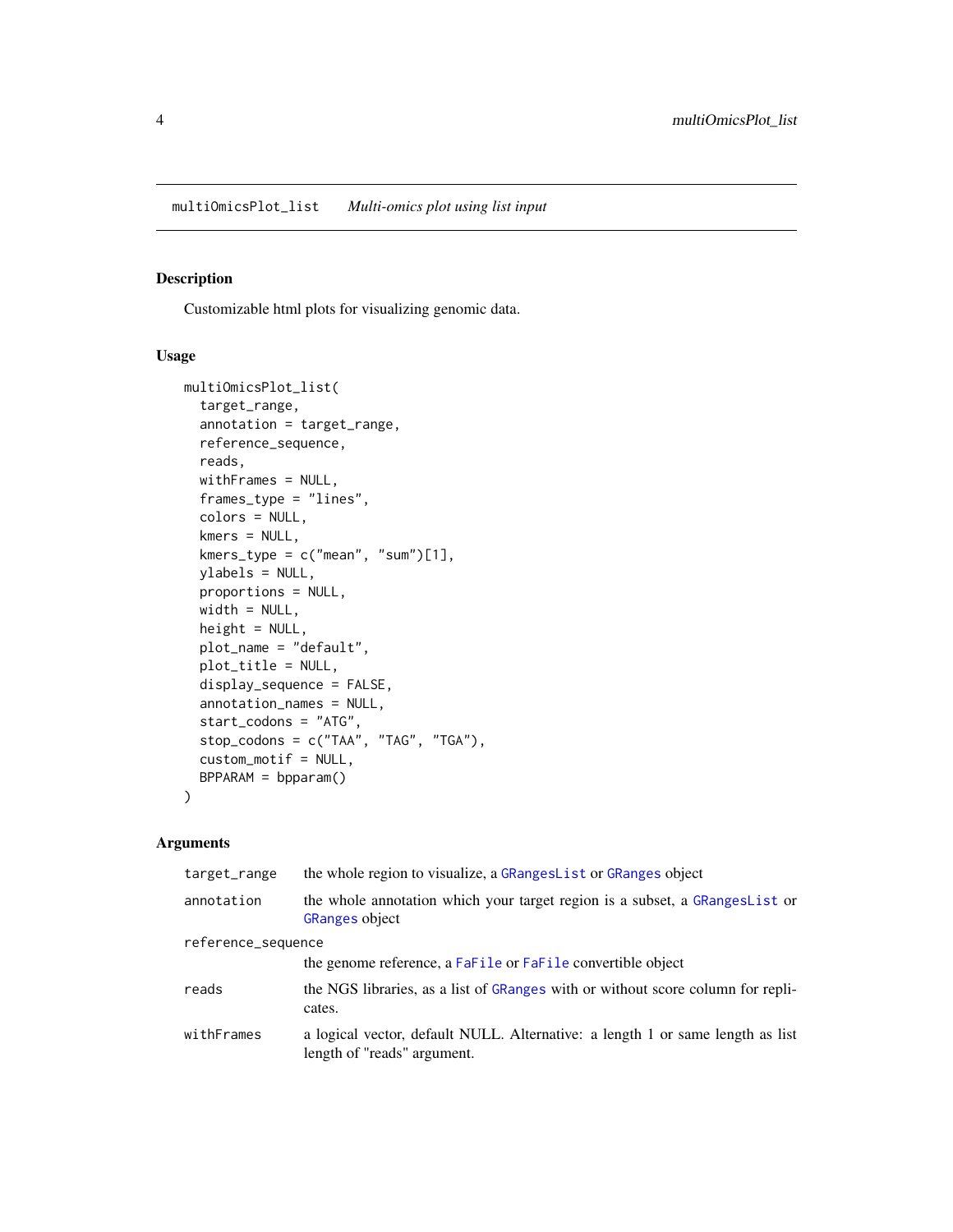## multiOmicsPlot_list *Multi-omics plot using list input*

### Description

Customizable html plots for visualizing genomic data.

### Usage

```
multiOmicsPlot_list(
  target_range,
  annotation = target_range,
  reference_sequence,
  reads,
  withFrames = NULL,
  frames_type = "lines",
  colors = NULL,
  kmers = NULL,
  kmers_type = c("mean", "sum")[1],
  ylabels = NULL,
  proportions = NULL,
  width = NULL,
  height = NULL,
  plot_name = "default",
  plot_title = NULL,
  display_sequence = FALSE,
  annotation_names = NULL,
  start_codons = "ATG",
  stop_codons = c("TAA", "TAG", "TGA"),
  custom_motif = NULL,
  BPPARAM = bpparam()
)
```

### Arguments

| | |
|---|---|
| `target_range` | the whole region to visualize, a `GRangesList` or `GRanges` object |
| `annotation` | the whole annotation which your target region is a subset, a `GRangesList` or `GRanges` object |
| `reference_sequence` | the genome reference, a `FaFile` or `FaFile` convertible object |
| `reads` | the NGS libraries, as a list of `GRanges` with or without score column for replicates. |
| `withFrames` | a logical vector, default NULL. Alternative: a length 1 or same length as list length of "reads" argument. |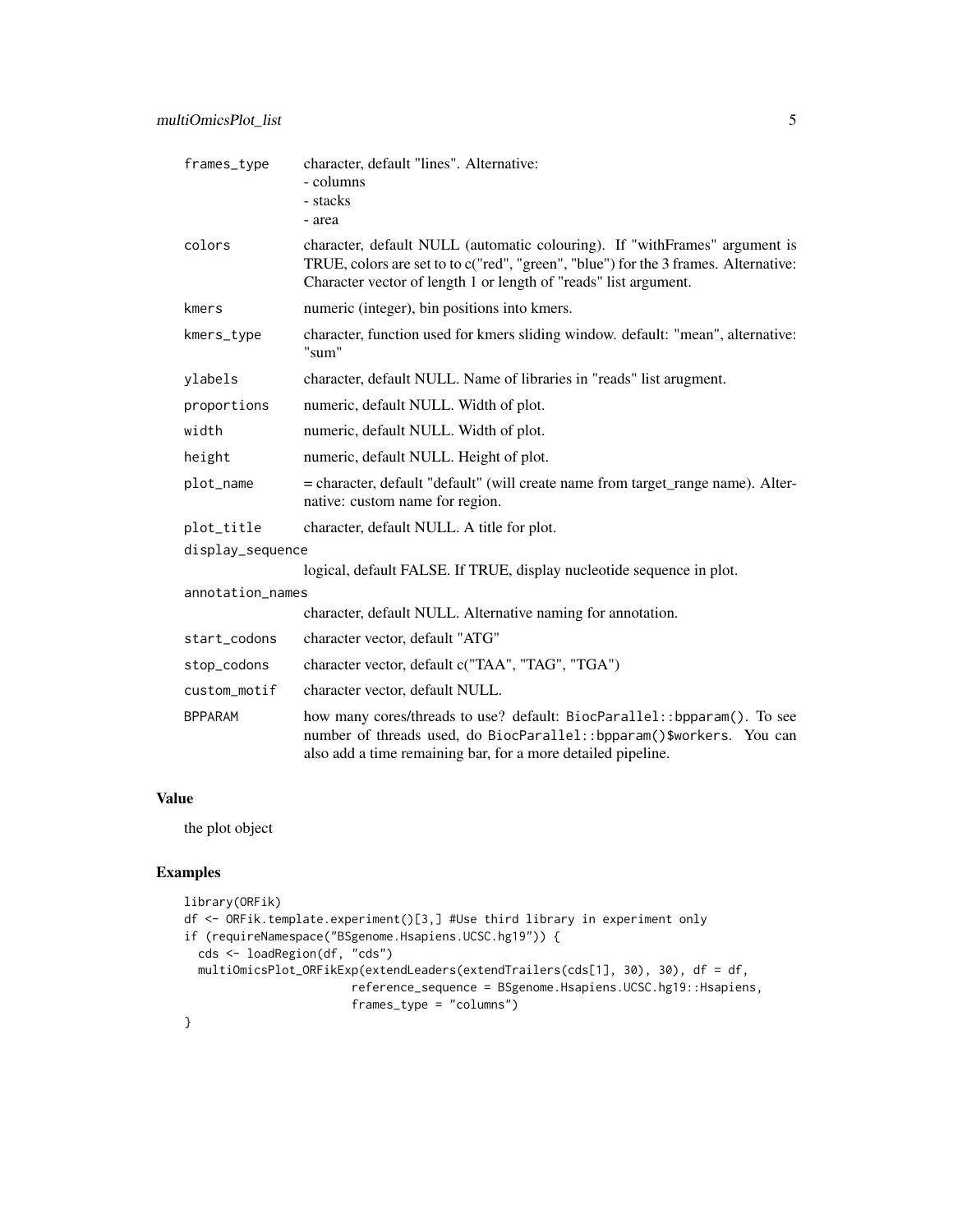| | |
|---|---|
| frames_type | character, default "lines". Alternative:<br>- columns<br>- stacks<br>- area |
| colors | character, default NULL (automatic colouring). If "withFrames" argument is TRUE, colors are set to to c("red", "green", "blue") for the 3 frames. Alternative: Character vector of length 1 or length of "reads" list argument. |
| kmers | numeric (integer), bin positions into kmers. |
| kmers_type | character, function used for kmers sliding window. default: "mean", alternative: "sum" |
| ylabels | character, default NULL. Name of libraries in "reads" list arugment. |
| proportions | numeric, default NULL. Width of plot. |
| width | numeric, default NULL. Width of plot. |
| height | numeric, default NULL. Height of plot. |
| plot_name | = character, default "default" (will create name from target_range name). Alternative: custom name for region. |
| plot_title | character, default NULL. A title for plot. |
| display_sequence | logical, default FALSE. If TRUE, display nucleotide sequence in plot. |
| annotation_names | character, default NULL. Alternative naming for annotation. |
| start_codons | character vector, default "ATG" |
| stop_codons | character vector, default c("TAA", "TAG", "TGA") |
| custom_motif | character vector, default NULL. |
| BPPARAM | how many cores/threads to use? default: BiocParallel::bpparam(). To see number of threads used, do BiocParallel::bpparam()$workers. You can also add a time remaining bar, for a more detailed pipeline. |

## Value

the plot object

## Examples

```
library(ORFik)
df <- ORFik.template.experiment()[3,] #Use third library in experiment only
if (requireNamespace("BSgenome.Hsapiens.UCSC.hg19")) {
  cds <- loadRegion(df, "cds")
  multiOmicsPlot_ORFikExp(extendLeaders(extendTrailers(cds[1], 30), 30), df = df,
                        reference_sequence = BSgenome.Hsapiens.UCSC.hg19::Hsapiens,
                        frames_type = "columns")
}
```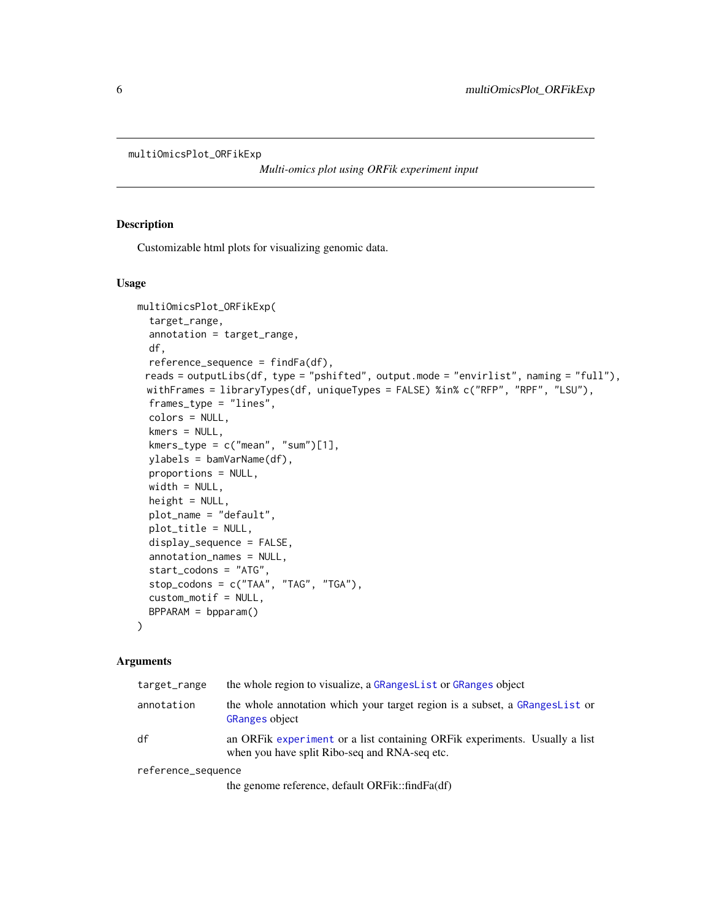## multiOmicsPlot_ORFikExp

*Multi-omics plot using ORFik experiment input*

### Description

Customizable html plots for visualizing genomic data.

### Usage

```
multiOmicsPlot_ORFikExp(
  target_range,
  annotation = target_range,
  df,
  reference_sequence = findFa(df),
  reads = outputLibs(df, type = "pshifted", output.mode = "envirlist", naming = "full"),
  withFrames = libraryTypes(df, uniqueTypes = FALSE) %in% c("RFP", "RPF", "LSU"),
  frames_type = "lines",
  colors = NULL,
  kmers = NULL,
  kmers_type = c("mean", "sum")[1],
  ylabels = bamVarName(df),
  proportions = NULL,
  width = NULL,
  height = NULL,
  plot_name = "default",
  plot_title = NULL,
  display_sequence = FALSE,
  annotation_names = NULL,
  start_codons = "ATG",
  stop_codons = c("TAA", "TAG", "TGA"),
  custom_motif = NULL,
  BPPARAM = bpparam()
)
```

### Arguments

| Argument | Description |
|---|---|
| target_range | the whole region to visualize, a GRangesList or GRanges object |
| annotation | the whole annotation which your target region is a subset, a GRangesList or GRanges object |
| df | an ORFik experiment or a list containing ORFik experiments. Usually a list when you have split Ribo-seq and RNA-seq etc. |
| reference_sequence | the genome reference, default ORFik::findFa(df) |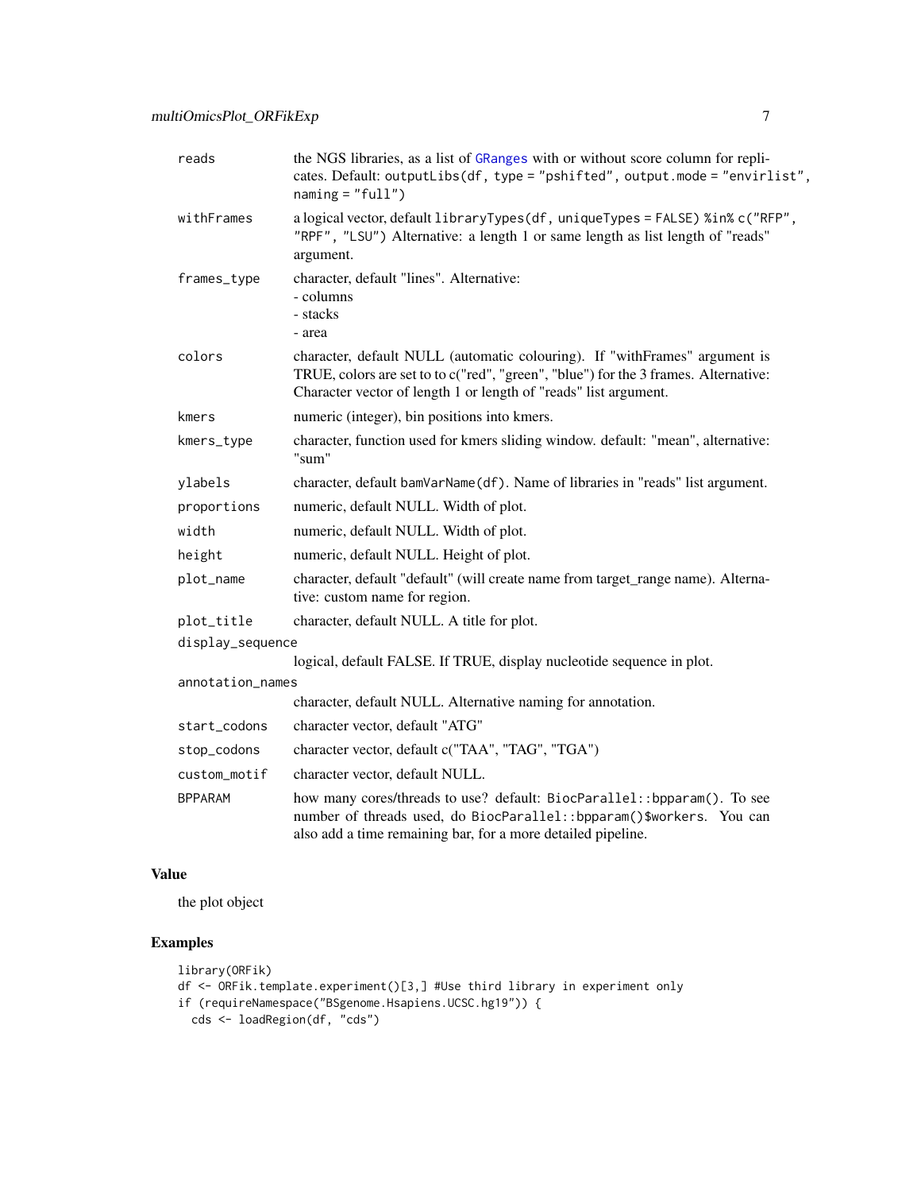| Argument | Description |
| --- | --- |
| reads | the NGS libraries, as a list of GRanges with or without score column for replicates. Default: outputLibs(df, type = "pshifted", output.mode = "envirlist", naming = "full") |
| withFrames | a logical vector, default libraryTypes(df, uniqueTypes = FALSE) %in% c("RFP", "RPF", "LSU") Alternative: a length 1 or same length as list length of "reads" argument. |
| frames_type | character, default "lines". Alternative:<br>- columns<br>- stacks<br>- area |
| colors | character, default NULL (automatic colouring). If "withFrames" argument is TRUE, colors are set to to c("red", "green", "blue") for the 3 frames. Alternative: Character vector of length 1 or length of "reads" list argument. |
| kmers | numeric (integer), bin positions into kmers. |
| kmers_type | character, function used for kmers sliding window. default: "mean", alternative: "sum" |
| ylabels | character, default bamVarName(df). Name of libraries in "reads" list argument. |
| proportions | numeric, default NULL. Width of plot. |
| width | numeric, default NULL. Width of plot. |
| height | numeric, default NULL. Height of plot. |
| plot_name | character, default "default" (will create name from target_range name). Alternative: custom name for region. |
| plot_title | character, default NULL. A title for plot. |
| display_sequence | logical, default FALSE. If TRUE, display nucleotide sequence in plot. |
| annotation_names | character, default NULL. Alternative naming for annotation. |
| start_codons | character vector, default "ATG" |
| stop_codons | character vector, default c("TAA", "TAG", "TGA") |
| custom_motif | character vector, default NULL. |
| BPPARAM | how many cores/threads to use? default: BiocParallel::bpparam(). To see number of threads used, do BiocParallel::bpparam()$workers. You can also add a time remaining bar, for a more detailed pipeline. |

## Value

the plot object

## Examples

```
library(ORFik)
df <- ORFik.template.experiment()[3,] #Use third library in experiment only
if (requireNamespace("BSgenome.Hsapiens.UCSC.hg19")) {
  cds <- loadRegion(df, "cds")
```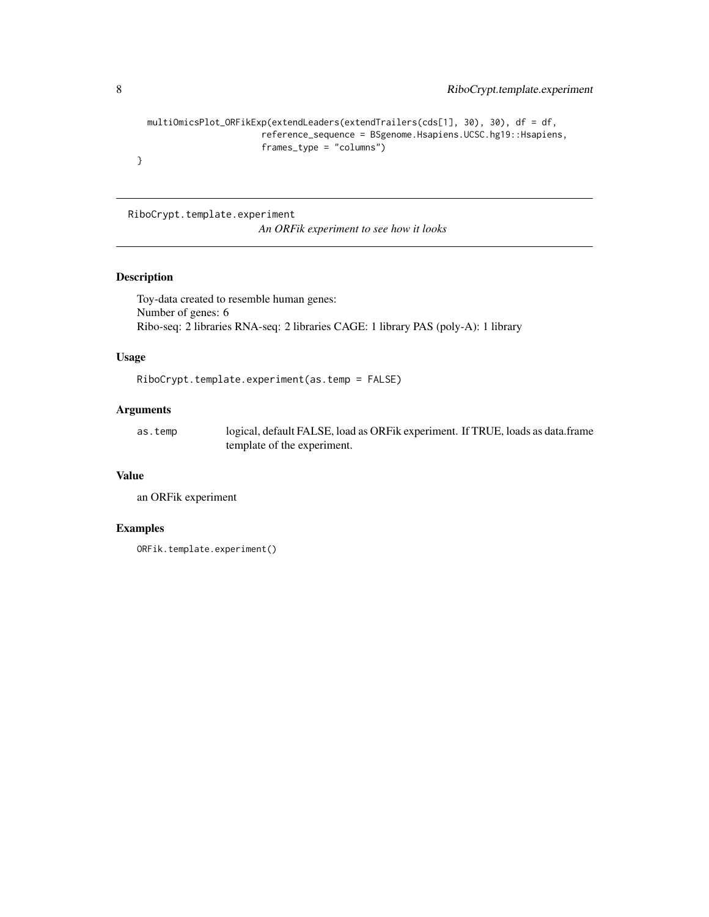```
  multiOmicsPlot_ORFikExp(extendLeaders(extendTrailers(cds[1], 30), 30), df = df,
                         reference_sequence = BSgenome.Hsapiens.UCSC.hg19::Hsapiens,
                         frames_type = "columns")
}
```

---

## RiboCrypt.template.experiment

*An ORFik experiment to see how it looks*

---

### Description

Toy-data created to resemble human genes:
Number of genes: 6
Ribo-seq: 2 libraries RNA-seq: 2 libraries CAGE: 1 library PAS (poly-A): 1 library

### Usage

```
RiboCrypt.template.experiment(as.temp = FALSE)
```

### Arguments

| | |
|---|---|
| as.temp | logical, default FALSE, load as ORFik experiment. If TRUE, loads as data.frame template of the experiment. |

### Value

an ORFik experiment

### Examples

```
ORFik.template.experiment()
```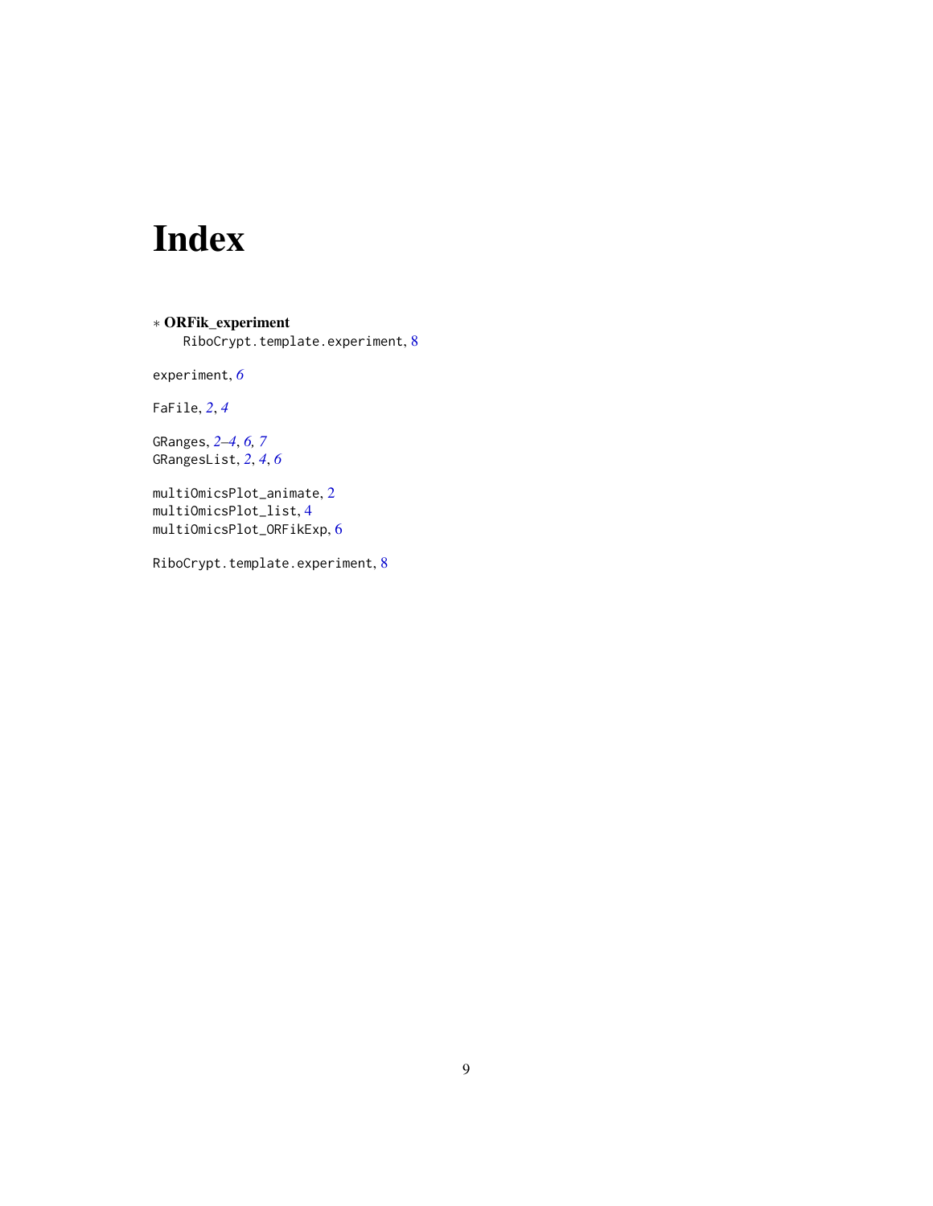# Index

∗ **ORFik_experiment**
    RiboCrypt.template.experiment, 8

experiment, *6*

FaFile, *2*, *4*

GRanges, *2–4*, *6, 7*
GRangesList, *2*, *4*, *6*

multiOmicsPlot_animate, 2
multiOmicsPlot_list, 4
multiOmicsPlot_ORFikExp, 6

RiboCrypt.template.experiment, 8